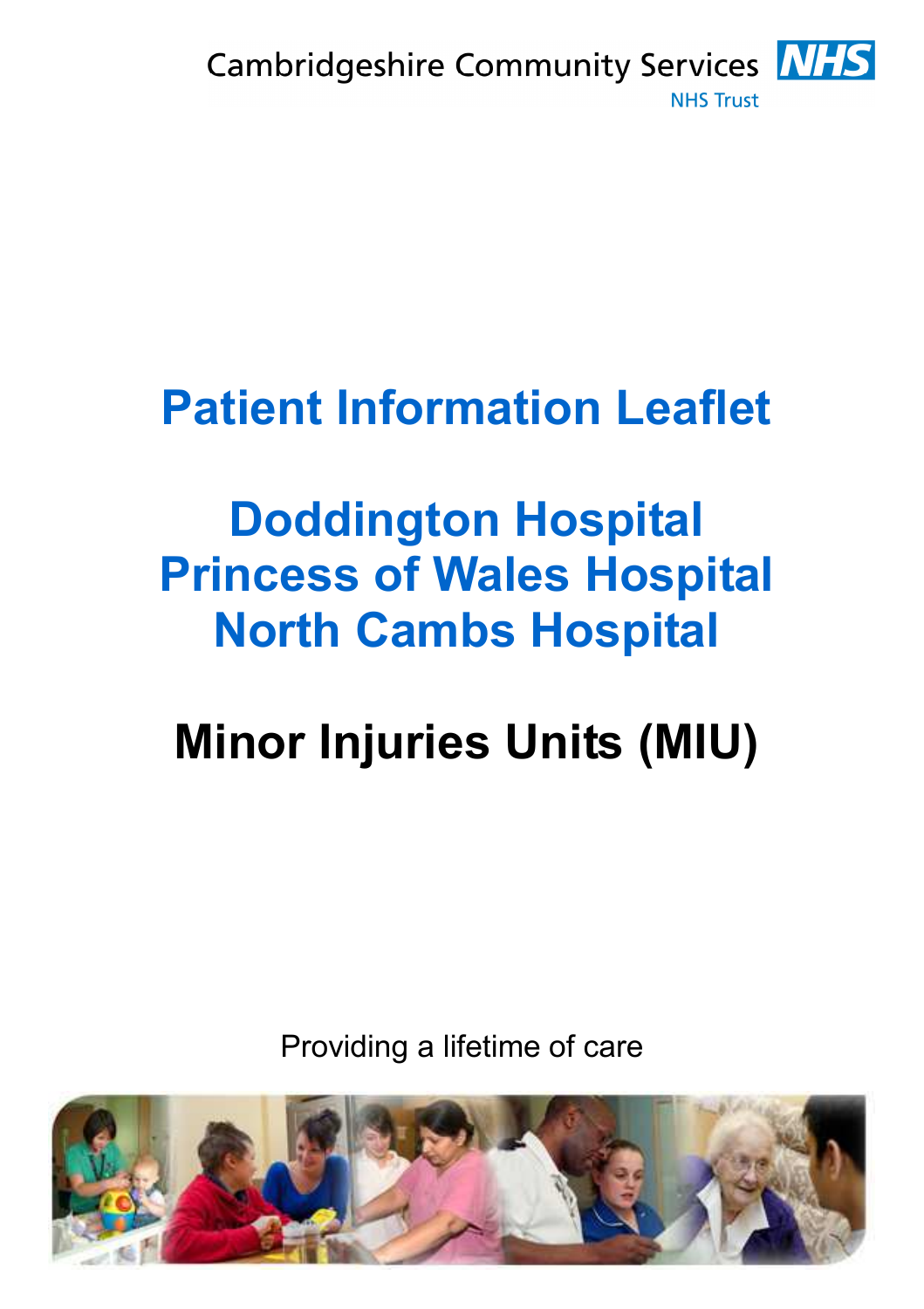Cambridgeshire Community Services NHS Trust

# Patient Information Leaflet

## Doddington Hospital
## Princess of Wales Hospital
## North Cambs Hospital

# Minor Injuries Units (MIU)

Providing a lifetime of care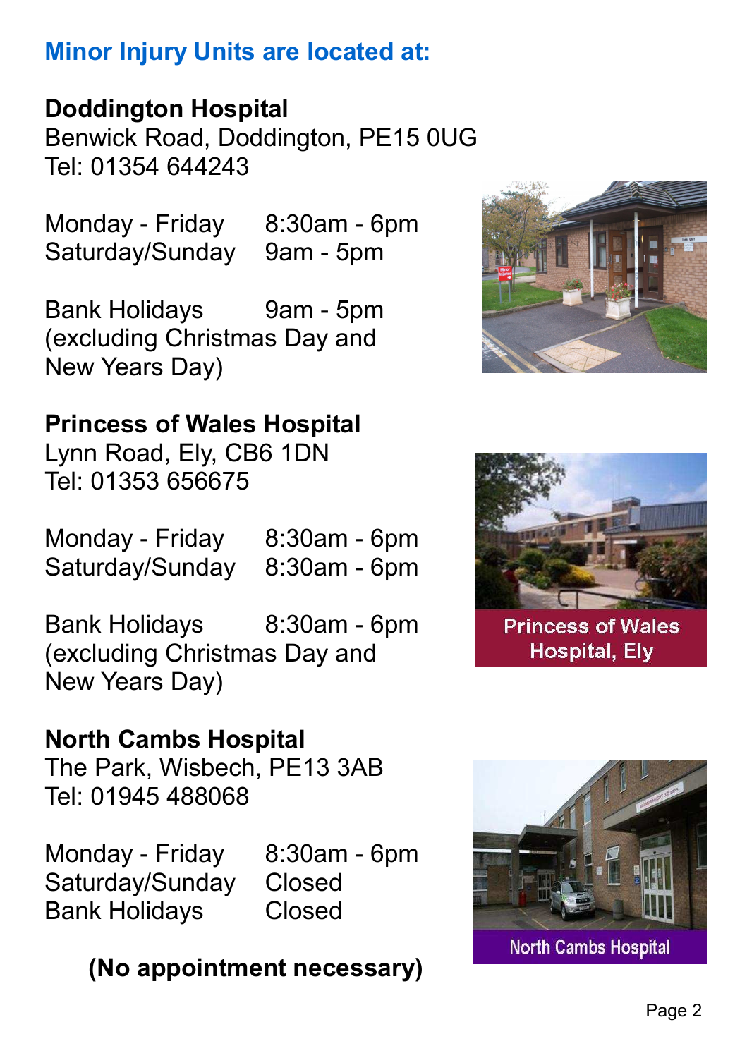## Minor Injury Units are located at:

**Doddington Hospital**
Benwick Road, Doddington, PE15 0UG
Tel: 01354 644243

Monday - Friday 8:30am - 6pm
Saturday/Sunday 9am - 5pm

Bank Holidays 9am - 5pm
(excluding Christmas Day and New Years Day)

**Princess of Wales Hospital**
Lynn Road, Ely, CB6 1DN
Tel: 01353 656675

Monday - Friday 8:30am - 6pm
Saturday/Sunday 8:30am - 6pm

Bank Holidays 8:30am - 6pm
(excluding Christmas Day and New Years Day)

Princess of Wales Hospital, Ely

**North Cambs Hospital**
The Park, Wisbech, PE13 3AB
Tel: 01945 488068

Monday - Friday 8:30am - 6pm
Saturday/Sunday Closed
Bank Holidays Closed

North Cambs Hospital

**(No appointment necessary)**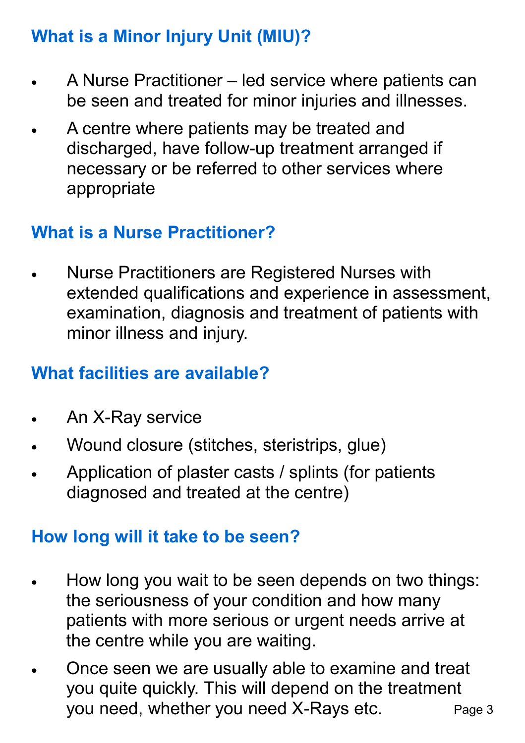## What is a Minor Injury Unit (MIU)?

- A Nurse Practitioner – led service where patients can be seen and treated for minor injuries and illnesses.
- A centre where patients may be treated and discharged, have follow-up treatment arranged if necessary or be referred to other services where appropriate

## What is a Nurse Practitioner?

- Nurse Practitioners are Registered Nurses with extended qualifications and experience in assessment, examination, diagnosis and treatment of patients with minor illness and injury.

## What facilities are available?

- An X-Ray service
- Wound closure (stitches, steristrips, glue)
- Application of plaster casts / splints (for patients diagnosed and treated at the centre)

## How long will it take to be seen?

- How long you wait to be seen depends on two things: the seriousness of your condition and how many patients with more serious or urgent needs arrive at the centre while you are waiting.
- Once seen we are usually able to examine and treat you quite quickly. This will depend on the treatment you need, whether you need X-Rays etc.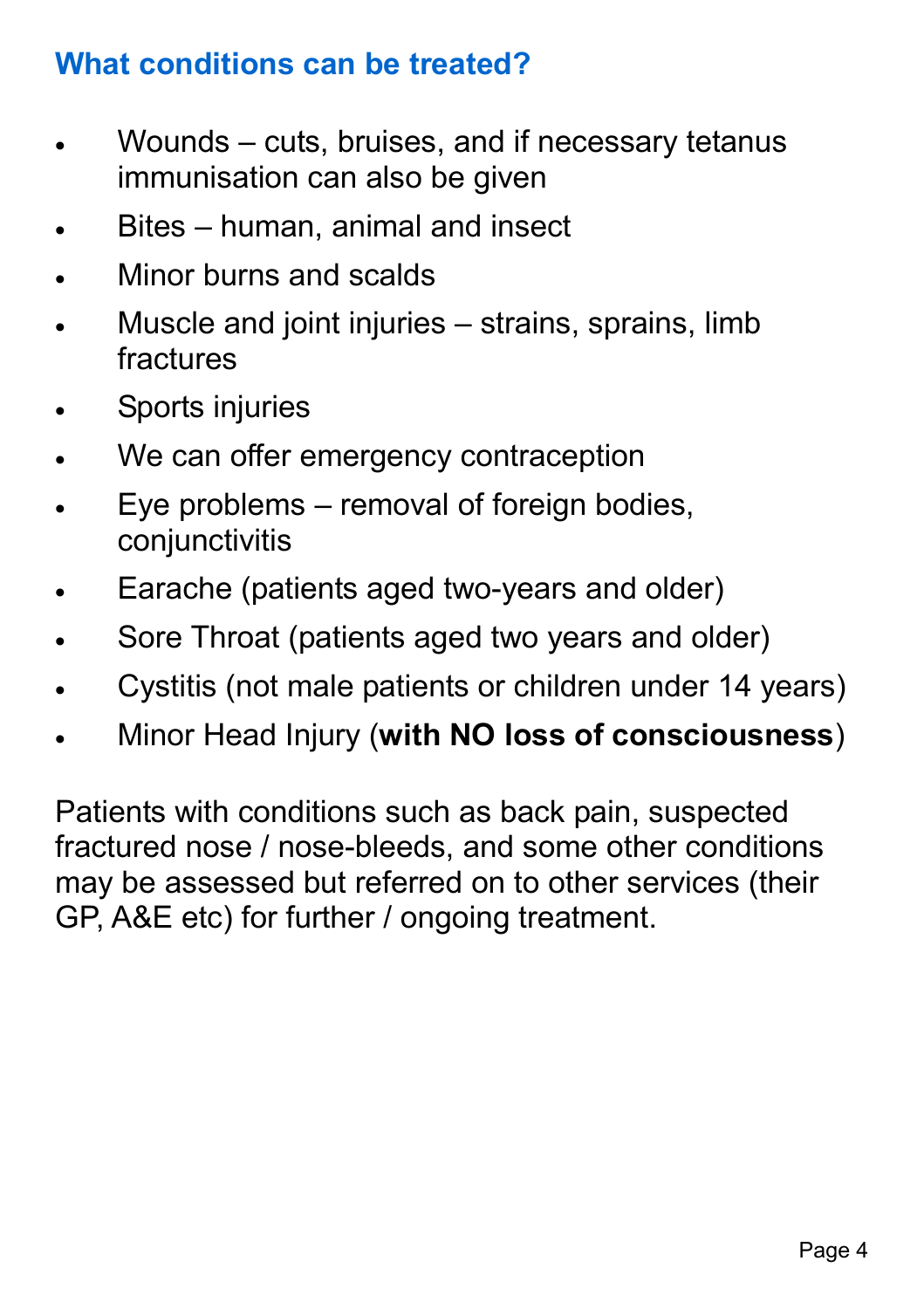## What conditions can be treated?

- Wounds – cuts, bruises, and if necessary tetanus immunisation can also be given
- Bites – human, animal and insect
- Minor burns and scalds
- Muscle and joint injuries – strains, sprains, limb fractures
- Sports injuries
- We can offer emergency contraception
- Eye problems – removal of foreign bodies, conjunctivitis
- Earache (patients aged two-years and older)
- Sore Throat (patients aged two years and older)
- Cystitis (not male patients or children under 14 years)
- Minor Head Injury (**with NO loss of consciousness**)

Patients with conditions such as back pain, suspected fractured nose / nose-bleeds, and some other conditions may be assessed but referred on to other services (their GP, A&E etc) for further / ongoing treatment.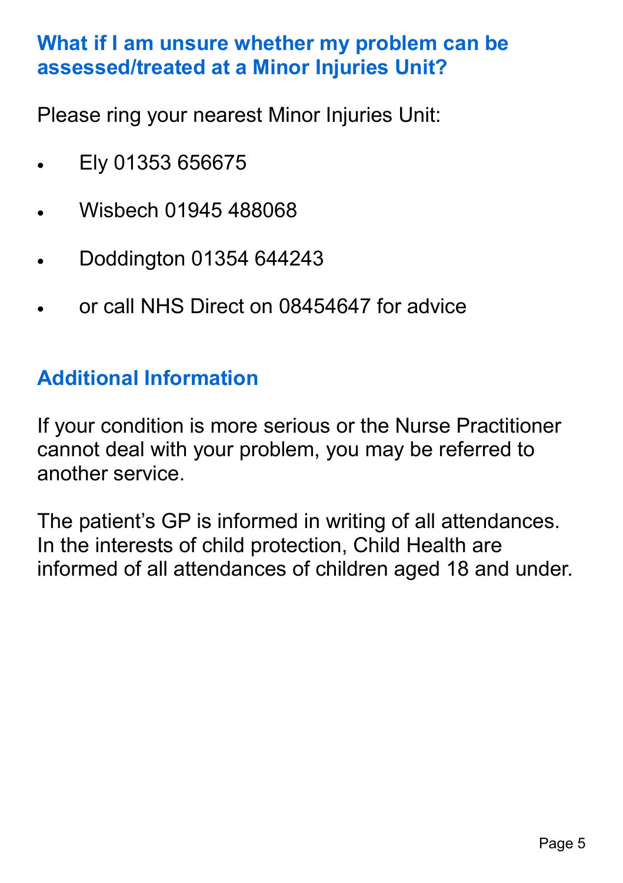## What if I am unsure whether my problem can be assessed/treated at a Minor Injuries Unit?

Please ring your nearest Minor Injuries Unit:

- Ely 01353 656675
- Wisbech 01945 488068
- Doddington 01354 644243
- or call NHS Direct on 08454647 for advice

## Additional Information

If your condition is more serious or the Nurse Practitioner cannot deal with your problem, you may be referred to another service.

The patient's GP is informed in writing of all attendances. In the interests of child protection, Child Health are informed of all attendances of children aged 18 and under.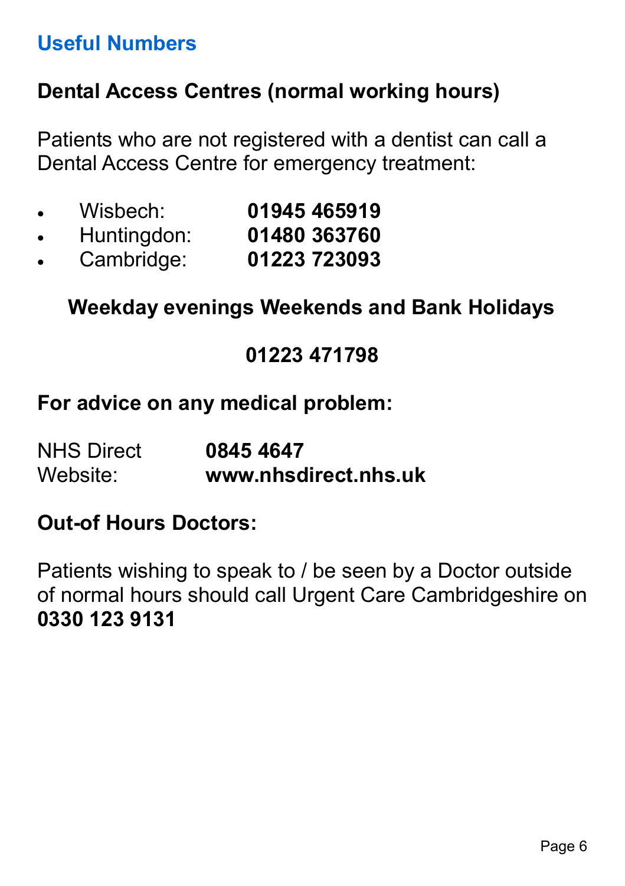## Useful Numbers

### Dental Access Centres (normal working hours)

Patients who are not registered with a dentist can call a Dental Access Centre for emergency treatment:

- Wisbech: **01945 465919**
- Huntingdon: **01480 363760**
- Cambridge: **01223 723093**

**Weekday evenings Weekends and Bank Holidays**

**01223 471798**

### For advice on any medical problem:

NHS Direct **0845 4647**
Website: **www.nhsdirect.nhs.uk**

### Out-of Hours Doctors:

Patients wishing to speak to / be seen by a Doctor outside of normal hours should call Urgent Care Cambridgeshire on **0330 123 9131**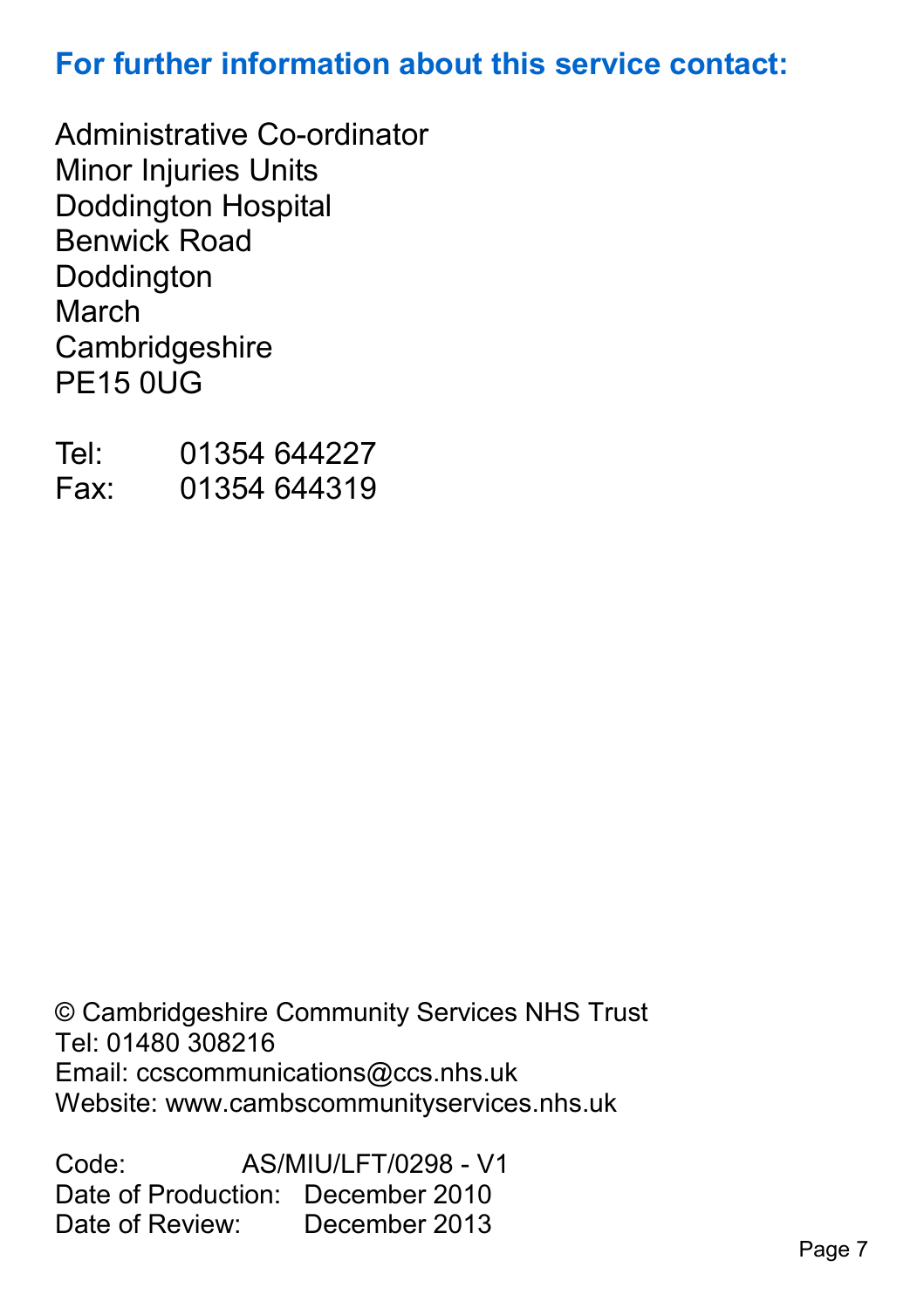## For further information about this service contact:

Administrative Co-ordinator
Minor Injuries Units
Doddington Hospital
Benwick Road
Doddington
March
Cambridgeshire
PE15 0UG

Tel: 01354 644227
Fax: 01354 644319

© Cambridgeshire Community Services NHS Trust
Tel: 01480 308216
Email: ccscommunications@ccs.nhs.uk
Website: www.cambscommunityservices.nhs.uk

Code: AS/MIU/LFT/0298 - V1
Date of Production: December 2010
Date of Review: December 2013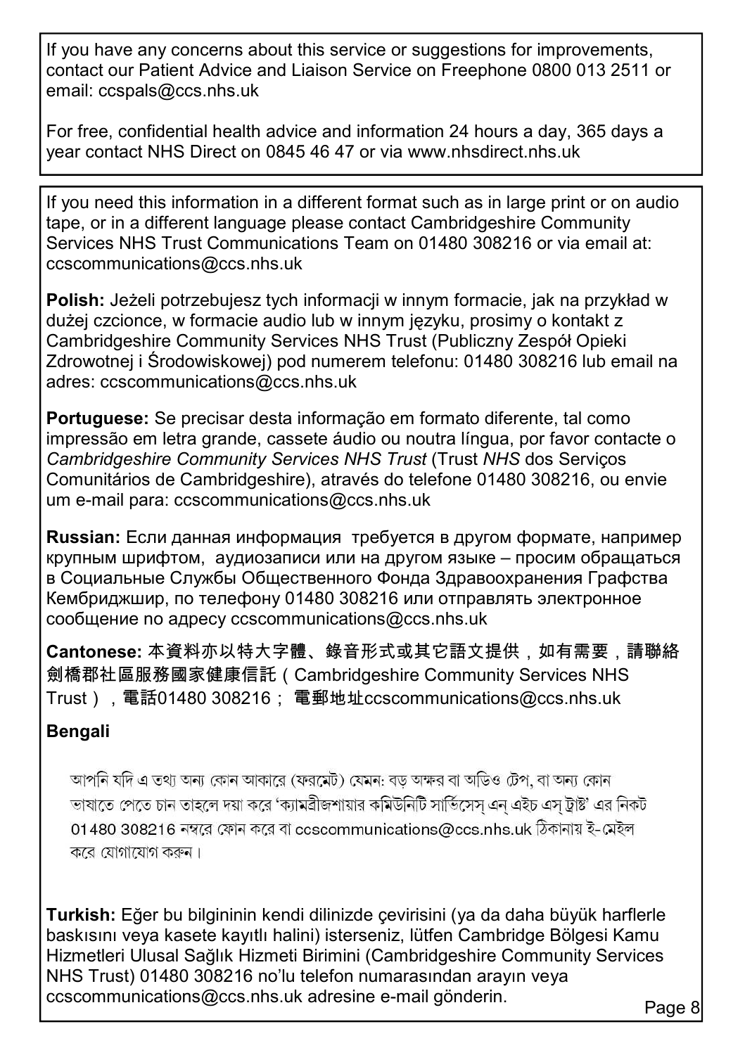If you have any concerns about this service or suggestions for improvements, contact our Patient Advice and Liaison Service on Freephone 0800 013 2511 or email: ccspals@ccs.nhs.uk

For free, confidential health advice and information 24 hours a day, 365 days a year contact NHS Direct on 0845 46 47 or via www.nhsdirect.nhs.uk

If you need this information in a different format such as in large print or on audio tape, or in a different language please contact Cambridgeshire Community Services NHS Trust Communications Team on 01480 308216 or via email at: ccscommunications@ccs.nhs.uk

**Polish:** Jeżeli potrzebujesz tych informacji w innym formacie, jak na przykład w dużej czcionce, w formacie audio lub w innym języku, prosimy o kontakt z Cambridgeshire Community Services NHS Trust (Publiczny Zespół Opieki Zdrowotnej i Środowiskowej) pod numerem telefonu: 01480 308216 lub email na adres: ccscommunications@ccs.nhs.uk

**Portuguese:** Se precisar desta informação em formato diferente, tal como impressão em letra grande, cassete áudio ou noutra língua, por favor contacte o *Cambridgeshire Community Services NHS Trust* (Trust *NHS* dos Serviços Comunitários de Cambridgeshire), através do telefone 01480 308216, ou envie um e-mail para: ccscommunications@ccs.nhs.uk

**Russian:** Если данная информация требуется в другом формате, например крупным шрифтом, аудиозаписи или на другом языке – просим обращаться в Социальные Службы Общественного Фонда Здравоохранения Графства Кембриджшир, по телефону 01480 308216 или отправлять электронное сообщение по адресу ccscommunications@ccs.nhs.uk

**Cantonese:** 本資料亦以特大字體、錄音形式或其它語文提供，如有需要，請聯絡劍橋郡社區服務國家健康信託（Cambridgeshire Community Services NHS Trust），電話01480 308216； 電郵地址ccscommunications@ccs.nhs.uk

**Bengali**

আপনি যদি এ তথ্য অন্য কোন আকারে (ফরমেট) যেমন: বড় অক্ষর বা অডিও টেপ, বা অন্য কোন ভাষাতে পেতে চান তাহলে দয়া করে 'ক্যামব্রীজশায়ার কমিউনিটি সার্ভিসেস্ এন্ এইচ এস্ ট্রাষ্ট' এর নিকট 01480 308216 নম্বরে ফোন করে বা ccscommunications@ccs.nhs.uk ঠিকানায় ই-মেইল করে যোগাযোগ করুন।

**Turkish:** Eğer bu bilgininin kendi dilinizde çevirisini (ya da daha büyük harflerle baskısını veya kasete kayıtlı halini) isterseniz, lütfen Cambridge Bölgesi Kamu Hizmetleri Ulusal Sağlık Hizmeti Birimini (Cambridgeshire Community Services NHS Trust) 01480 308216 no'lu telefon numarasından arayın veya ccscommunications@ccs.nhs.uk adresine e-mail gönderin.